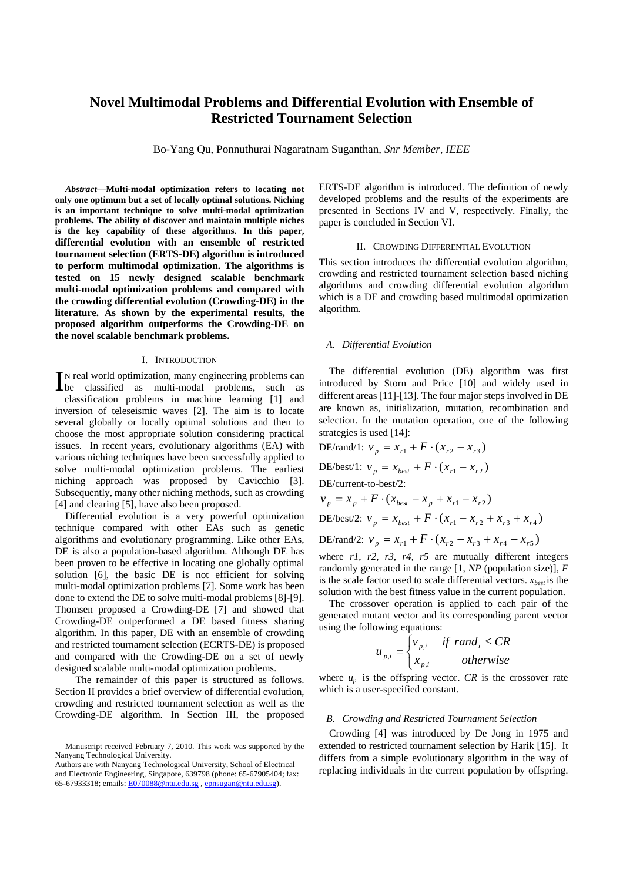# Novel Multimodal Problems and Differential Evolution with Ensemble of Restricted Tournament Selection

Bo-Yang Qu, Ponnuthurai Nagaratnam Suganthan, *Snr Member, IEEE*

***Abstract*—Multi-modal optimization refers to locating not only one optimum but a set of locally optimal solutions. Niching is an important technique to solve multi-modal optimization problems. The ability of discover and maintain multiple niches is the key capability of these algorithms. In this paper, differential evolution with an ensemble of restricted tournament selection (ERTS-DE) algorithm is introduced to perform multimodal optimization. The algorithms is tested on 15 newly designed scalable benchmark multi-modal optimization problems and compared with the crowding differential evolution (Crowding-DE) in the literature. As shown by the experimental results, the proposed algorithm outperforms the Crowding-DE on the novel scalable benchmark problems.**

## I. Introduction

In real world optimization, many engineering problems can be classified as multi-modal problems, such as classification problems in machine learning [1] and inversion of teleseismic waves [2]. The aim is to locate several globally or locally optimal solutions and then to choose the most appropriate solution considering practical issues. In recent years, evolutionary algorithms (EA) with various niching techniques have been successfully applied to solve multi-modal optimization problems. The earliest niching approach was proposed by Cavicchio [3]. Subsequently, many other niching methods, such as crowding [4] and clearing [5], have also been proposed.

Differential evolution is a very powerful optimization technique compared with other EAs such as genetic algorithms and evolutionary programming. Like other EAs, DE is also a population-based algorithm. Although DE has been proven to be effective in locating one globally optimal solution [6], the basic DE is not efficient for solving multi-modal optimization problems [7]. Some work has been done to extend the DE to solve multi-modal problems [8]-[9]. Thomsen proposed a Crowding-DE [7] and showed that Crowding-DE outperformed a DE based fitness sharing algorithm. In this paper, DE with an ensemble of crowding and restricted tournament selection (ECRTS-DE) is proposed and compared with the Crowding-DE on a set of newly designed scalable multi-modal optimization problems.

The remainder of this paper is structured as follows. Section II provides a brief overview of differential evolution, crowding and restricted tournament selection as well as the Crowding-DE algorithm. In Section III, the proposed ERTS-DE algorithm is introduced. The definition of newly developed problems and the results of the experiments are presented in Sections IV and V, respectively. Finally, the paper is concluded in Section VI.

Manuscript received February 7, 2010. This work was supported by the Nanyang Technological University.

Authors are with Nanyang Technological University, School of Electrical and Electronic Engineering, Singapore, 639798 (phone: 65-67905404; fax: 65-67933318; emails: E070088@ntu.edu.sg , epnsugan@ntu.edu.sg).

## II. Crowding Differential Evolution

This section introduces the differential evolution algorithm, crowding and restricted tournament selection based niching algorithms and crowding differential evolution algorithm which is a DE and crowding based multimodal optimization algorithm.

### A. Differential Evolution

The differential evolution (DE) algorithm was first introduced by Storn and Price [10] and widely used in different areas [11]-[13]. The four major steps involved in DE are known as, initialization, mutation, recombination and selection. In the mutation operation, one of the following strategies is used [14]:

DE/rand/1: $v_p = x_{r1} + F \cdot (x_{r2} - x_{r3})$

DE/best/1: $v_p = x_{best} + F \cdot (x_{r1} - x_{r2})$

DE/current-to-best/2:

$v_p = x_p + F \cdot (x_{best} - x_p + x_{r1} - x_{r2})$

DE/best/2: $v_p = x_{best} + F \cdot (x_{r1} - x_{r2} + x_{r3} + x_{r4})$

DE/rand/2: $v_p = x_{r1} + F \cdot (x_{r2} - x_{r3} + x_{r4} - x_{r5})$

where *r1*, *r2*, *r3*, *r4*, *r5* are mutually different integers randomly generated in the range [1, *NP* (population size)], *F* is the scale factor used to scale differential vectors. $x_{best}$ is the solution with the best fitness value in the current population.

The crossover operation is applied to each pair of the generated mutant vector and its corresponding parent vector using the following equations:

$$u_{p,i} = \begin{cases} v_{p,i} & \text{if } rand_i \le CR \\ x_{p,i} & \text{otherwise} \end{cases}$$

where $u_p$ is the offspring vector. *CR* is the crossover rate which is a user-specified constant.

### B. Crowding and Restricted Tournament Selection

Crowding [4] was introduced by De Jong in 1975 and extended to restricted tournament selection by Harik [15]. It differs from a simple evolutionary algorithm in the way of replacing individuals in the current population by offspring.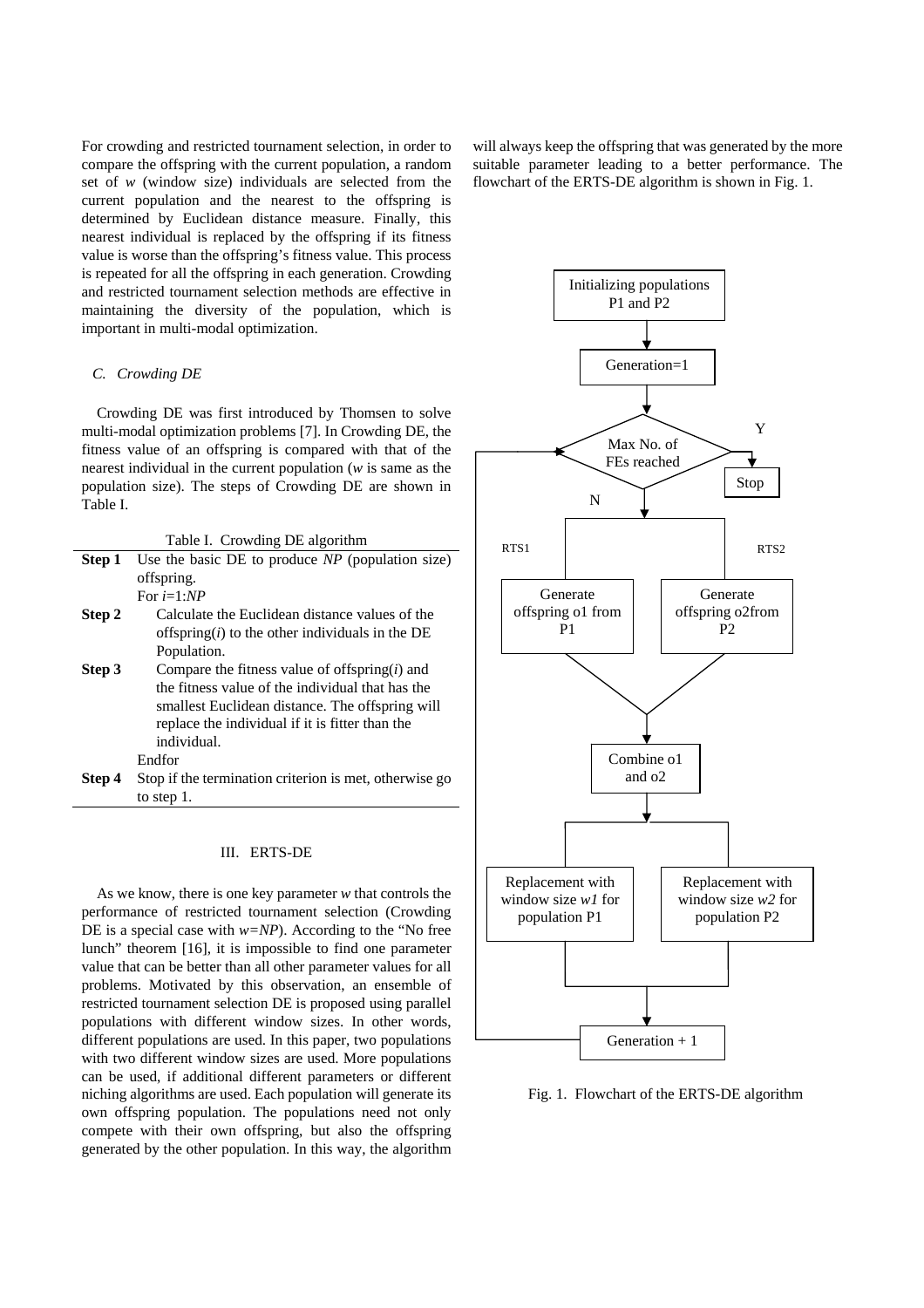For crowding and restricted tournament selection, in order to compare the offspring with the current population, a random set of *w* (window size) individuals are selected from the current population and the nearest to the offspring is determined by Euclidean distance measure. Finally, this nearest individual is replaced by the offspring if its fitness value is worse than the offspring's fitness value. This process is repeated for all the offspring in each generation. Crowding and restricted tournament selection methods are effective in maintaining the diversity of the population, which is important in multi-modal optimization.

### *C. Crowding DE*

Crowding DE was first introduced by Thomsen to solve multi-modal optimization problems [7]. In Crowding DE, the fitness value of an offspring is compared with that of the nearest individual in the current population (*w* is same as the population size). The steps of Crowding DE are shown in Table I.

Table I. Crowding DE algorithm

| | |
|---|---|
| **Step 1** | Use the basic DE to produce *NP* (population size) offspring. |
| | For *i*=1:*NP* |
| **Step 2** | Calculate the Euclidean distance values of the offspring(*i*) to the other individuals in the DE Population. |
| **Step 3** | Compare the fitness value of offspring(*i*) and the fitness value of the individual that has the smallest Euclidean distance. The offspring will replace the individual if it is fitter than the individual. |
| | Endfor |
| **Step 4** | Stop if the termination criterion is met, otherwise go to step 1. |

## III. ERTS-DE

As we know, there is one key parameter *w* that controls the performance of restricted tournament selection (Crowding DE is a special case with *w*=*NP*). According to the "No free lunch" theorem [16], it is impossible to find one parameter value that can be better than all other parameter values for all problems. Motivated by this observation, an ensemble of restricted tournament selection DE is proposed using parallel populations with different window sizes. In other words, different populations are used. In this paper, two populations with two different window sizes are used. More populations can be used, if additional different parameters or different niching algorithms are used. Each population will generate its own offspring population. The populations need not only compete with their own offspring, but also the offspring generated by the other population. In this way, the algorithm will always keep the offspring that was generated by the more suitable parameter leading to a better performance. The flowchart of the ERTS-DE algorithm is shown in Fig. 1.

Fig. 1. Flowchart of the ERTS-DE algorithm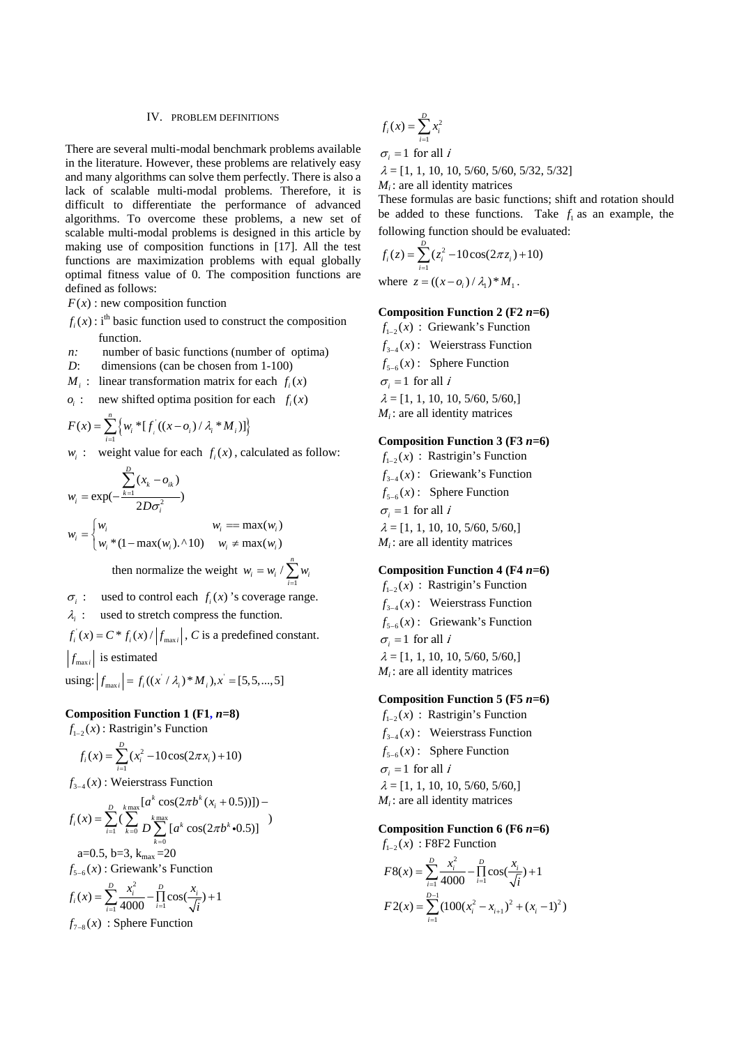## IV. PROBLEM DEFINITIONS

There are several multi-modal benchmark problems available in the literature. However, these problems are relatively easy and many algorithms can solve them perfectly. There is also a lack of scalable multi-modal problems. Therefore, it is difficult to differentiate the performance of advanced algorithms. To overcome these problems, a new set of scalable multi-modal problems is designed in this article by making use of composition functions in [17]. All the test functions are maximization problems with equal globally optimal fitness value of 0. The composition functions are defined as follows:

$F(x)$ : new composition function

$f_i(x)$ : i[th] basic function used to construct the composition function.

*n:* number of basic functions (number of optima)

*D*: dimensions (can be chosen from 1-100)

$M_i$ : linear transformation matrix for each $f_i(x)$

$o_i$ : new shifted optima position for each $f_i(x)$

$$F(x)=\sum_{i=1}^{n}\left\{w_i * [f_i'((x-o_i)/\lambda_i * M_i)]\right\}$$

$w_i$ : weight value for each $f_i(x)$, calculated as follow:

$$w_i=\exp\left(-\frac{\sum_{k=1}^{D}(x_k-o_{ik})}{2D\sigma_i^2}\right)$$

$$w_i=\begin{cases} w_i & w_i == \max(w_i) \\ w_i * (1-\max(w_i).\hat{}10) & w_i \neq \max(w_i) \end{cases}$$

then normalize the weight $w_i = w_i / \sum_{i=1}^{n} w_i$

$\sigma_i$ : used to control each $f_i(x)$ 's coverage range.

$\lambda_i$ : used to stretch compress the function.

$f_i'(x) = C * f_i(x) / |f_{\max i}|$, *C* is a predefined constant.

$|f_{\max i}|$ is estimated using: $|f_{\max i}| = f_i((x'/\lambda_i)*M_i), x' = [5,5,...,5]$

### Composition Function 1 (F1, *n*=8)

$f_{1-2}(x)$ : Rastrigin's Function

$$f_i(x)=\sum_{i=1}^{D}(x_i^2-10\cos(2\pi x_i)+10)$$

$f_{3-4}(x)$ : Weierstrass Function

$$f_i(x)=\sum_{i=1}^{D}\left(\sum_{k=0}^{k\max}[a^k\cos(2\pi b^k(x_i+0.5))]\right)-D\sum_{k=0}^{k\max}[a^k\cos(2\pi b^k \bullet 0.5)]$$

a=0.5, b=3, $k_{\max}$ =20

$f_{5-6}(x)$ : Griewank's Function

$$f_i(x)=\sum_{i=1}^{D}\frac{x_i^2}{4000}-\prod_{i=1}^{D}\cos\left(\frac{x_i}{\sqrt{i}}\right)+1$$

$f_{7-8}(x)$ : Sphere Function

$$f_i(x)=\sum_{i=1}^{D}x_i^2$$

$\sigma_i = 1$ for all $i$

$\lambda$ = [1, 1, 10, 10, 5/60, 5/60, 5/32, 5/32]

$M_i$: are all identity matrices

These formulas are basic functions; shift and rotation should be added to these functions. Take $f_1$ as an example, the following function should be evaluated:

$$f_i(z)=\sum_{i=1}^{D}(z_i^2-10\cos(2\pi z_i)+10)$$

where $z=((x-o_i)/\lambda_1)*M_1$.

### Composition Function 2 (F2 *n*=6)

$f_{1-2}(x)$ : Griewank's Function

$f_{3-4}(x)$ : Weierstrass Function

$f_{5-6}(x)$ : Sphere Function

$\sigma_i = 1$ for all $i$

$\lambda$ = [1, 1, 10, 10, 5/60, 5/60,]

$M_i$: are all identity matrices

### Composition Function 3 (F3 *n*=6)

$f_{1-2}(x)$ : Rastrigin's Function

$f_{3-4}(x)$ : Griewank's Function

$f_{5-6}(x)$ : Sphere Function

$\sigma_i = 1$ for all $i$

$\lambda$ = [1, 1, 10, 10, 5/60, 5/60,]

$M_i$: are all identity matrices

### Composition Function 4 (F4 *n*=6)

$f_{1-2}(x)$ : Rastrigin's Function

$f_{3-4}(x)$ : Weierstrass Function

$f_{5-6}(x)$ : Griewank's Function

$\sigma_i = 1$ for all $i$

$\lambda$ = [1, 1, 10, 10, 5/60, 5/60,]

$M_i$: are all identity matrices

### Composition Function 5 (F5 *n*=6)

$f_{1-2}(x)$ : Rastrigin's Function

$f_{3-4}(x)$ : Weierstrass Function

$f_{5-6}(x)$ : Sphere Function

$\sigma_i = 1$ for all $i$

$\lambda$ = [1, 1, 10, 10, 5/60, 5/60,]

$M_i$: are all identity matrices

### Composition Function 6 (F6 *n*=6)

$f_{1-2}(x)$ : F8F2 Function

$$F8(x)=\sum_{i=1}^{D}\frac{x_i^2}{4000}-\prod_{i=1}^{D}\cos\left(\frac{x_i}{\sqrt{i}}\right)+1$$

$$F2(x)=\sum_{i=1}^{D-1}(100(x_i^2-x_{i+1})^2+(x_i-1)^2)$$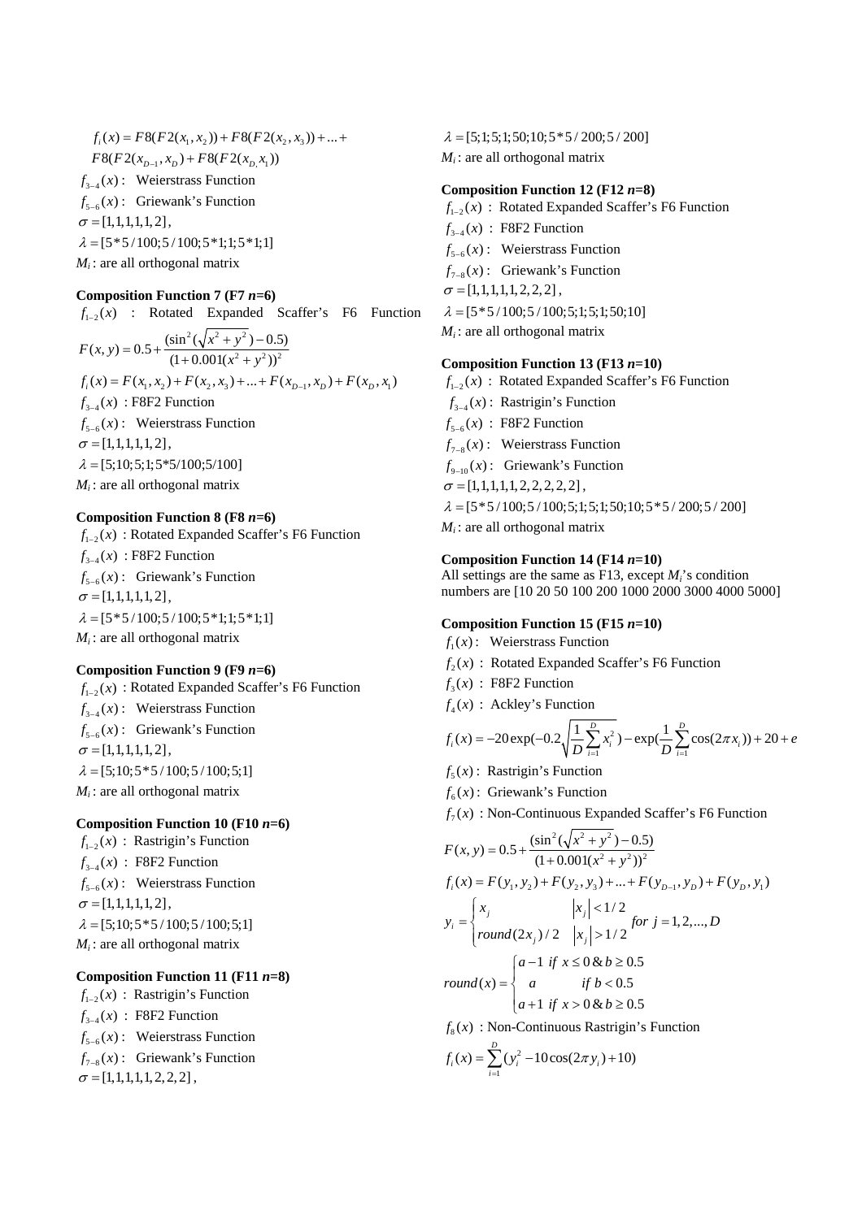$$f_i(x) = F8(F2(x_1, x_2)) + F8(F2(x_2, x_3)) + ... + F8(F2(x_{D-1}, x_D) + F8(F2(x_{D,} x_1))$$

$f_{3-4}(x)$ : Weierstrass Function

$f_{5-6}(x)$ : Griewank's Function

$\sigma = [1,1,1,1,1,2]$,

$\lambda = [5*5/100; 5/100; 5*1; 1; 5*1; 1]$

$M_i$: are all orthogonal matrix

**Composition Function 7 (F7 *n*=6)**

$f_{1-2}(x)$ : Rotated Expanded Scaffer's F6 Function

$$F(x, y) = 0.5 + \frac{(\sin^2(\sqrt{x^2 + y^2}) - 0.5)}{(1 + 0.001(x^2 + y^2))^2}$$

$$f_i(x) = F(x_1, x_2) + F(x_2, x_3) + ... + F(x_{D-1}, x_D) + F(x_D, x_1)$$

$f_{3-4}(x)$ : F8F2 Function

$f_{5-6}(x)$ : Weierstrass Function

$\sigma = [1,1,1,1,1,2]$,

$\lambda = [5;10;5;1;5*5/100;5/100]$

$M_i$: are all orthogonal matrix

**Composition Function 8 (F8 *n*=6)**

$f_{1-2}(x)$ : Rotated Expanded Scaffer's F6 Function

$f_{3-4}(x)$ : F8F2 Function

$f_{5-6}(x)$ : Griewank's Function

$\sigma = [1,1,1,1,1,2]$,

$\lambda = [5*5/100; 5/100; 5*1; 1; 5*1; 1]$

$M_i$: are all orthogonal matrix

**Composition Function 9 (F9 *n*=6)**

$f_{1-2}(x)$ : Rotated Expanded Scaffer's F6 Function

$f_{3-4}(x)$ : Weierstrass Function

$f_{5-6}(x)$ : Griewank's Function

$\sigma = [1,1,1,1,1,2]$,

$\lambda = [5;10;5*5/100;5/100;5;1]$

$M_i$: are all orthogonal matrix

**Composition Function 10 (F10 *n*=6)**

$f_{1-2}(x)$ : Rastrigin's Function

$f_{3-4}(x)$ : F8F2 Function

$f_{5-6}(x)$ : Weierstrass Function

$\sigma = [1,1,1,1,1,2]$,

$\lambda = [5;10;5*5/100;5/100;5;1]$

$M_i$: are all orthogonal matrix

**Composition Function 11 (F11 *n*=8)**

$f_{1-2}(x)$ : Rastrigin's Function

$f_{3-4}(x)$ : F8F2 Function

$f_{5-6}(x)$ : Weierstrass Function

$f_{7-8}(x)$ : Griewank's Function

$\sigma = [1,1,1,1,1,2,2,2]$,

$\lambda = [5;1;5;1;50;10;5*5/200;5/200]$

$M_i$: are all orthogonal matrix

**Composition Function 12 (F12 *n*=8)**

$f_{1-2}(x)$ : Rotated Expanded Scaffer's F6 Function

$f_{3-4}(x)$ : F8F2 Function

$f_{5-6}(x)$ : Weierstrass Function

$f_{7-8}(x)$ : Griewank's Function

$\sigma = [1,1,1,1,1,2,2,2]$,

$\lambda = [5*5/100;5/100;5;1;5;1;50;10]$

$M_i$: are all orthogonal matrix

**Composition Function 13 (F13 *n*=10)**

$f_{1-2}(x)$ : Rotated Expanded Scaffer's F6 Function

$f_{3-4}(x)$ : Rastrigin's Function

$f_{5-6}(x)$ : F8F2 Function

$f_{7-8}(x)$ : Weierstrass Function

$f_{9-10}(x)$ : Griewank's Function

$\sigma = [1,1,1,1,1,2,2,2,2,2]$,

$\lambda = [5*5/100;5/100;5;1;5;1;50;10;5*5/200;5/200]$

$M_i$: are all orthogonal matrix

**Composition Function 14 (F14 *n*=10)**

All settings are the same as F13, except $M_i$'s condition numbers are [10 20 50 100 200 1000 2000 3000 4000 5000]

**Composition Function 15 (F15 *n*=10)**

$f_1(x)$ : Weierstrass Function

$f_2(x)$ : Rotated Expanded Scaffer's F6 Function

$f_3(x)$ : F8F2 Function

$f_4(x)$ : Ackley's Function

$$f_i(x) = -20\exp(-0.2\sqrt{\frac{1}{D}\sum_{i=1}^{D} x_i^2}) - \exp(\frac{1}{D}\sum_{i=1}^{D}\cos(2\pi x_i)) + 20 + e$$

$f_5(x)$ : Rastrigin's Function

$f_6(x)$ : Griewank's Function

$f_7(x)$ : Non-Continuous Expanded Scaffer's F6 Function

$$F(x, y) = 0.5 + \frac{(\sin^2(\sqrt{x^2 + y^2}) - 0.5)}{(1 + 0.001(x^2 + y^2))^2}$$

$$f_i(x) = F(y_1, y_2) + F(y_2, y_3) + ... + F(y_{D-1}, y_D) + F(y_D, y_1)$$

$$y_i = \begin{cases} x_j & |x_j| < 1/2 \\ round(2x_j)/2 & |x_j| > 1/2 \end{cases} \quad for\ j = 1, 2, ..., D$$

$$round(x) = \begin{cases} a-1 & if\ x \le 0 \ \& \ b \ge 0.5 \\ a & if\ b < 0.5 \\ a+1 & if\ x > 0 \ \& \ b \ge 0.5 \end{cases}$$

$f_8(x)$ : Non-Continuous Rastrigin's Function

$$f_i(x) = \sum_{i=1}^{D}(y_i^2 - 10\cos(2\pi y_i) + 10)$$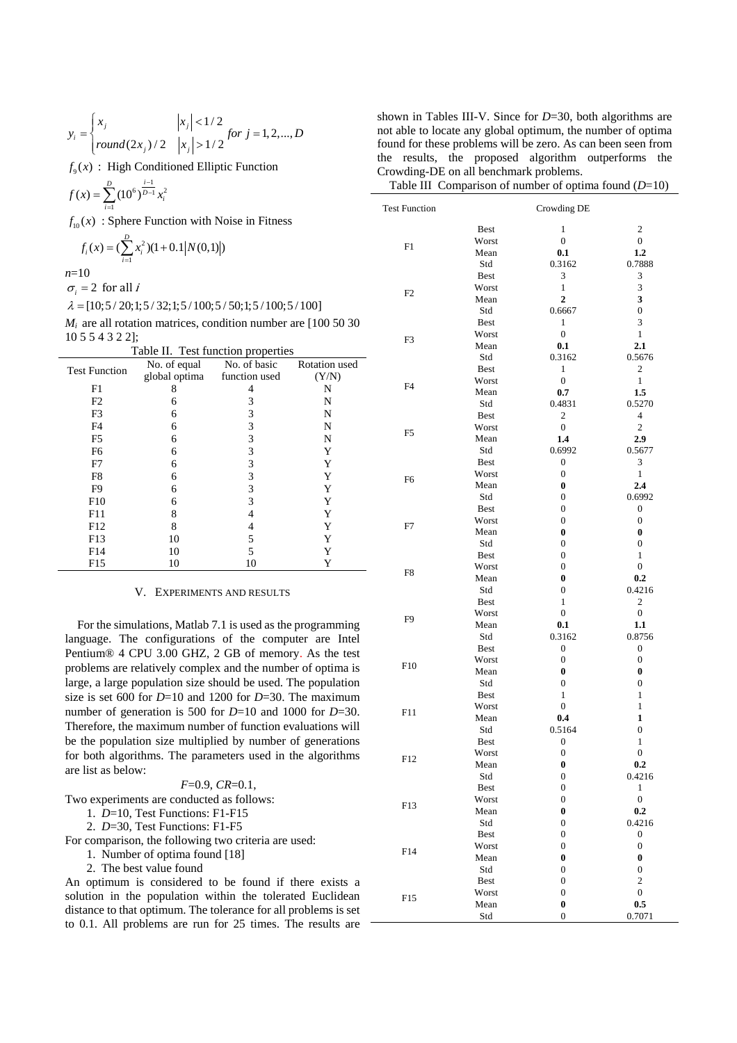$$y_i = \begin{cases} x_j & |x_j| < 1/2 \\ round(2x_j)/2 & |x_j| > 1/2 \end{cases} \quad for\ j = 1, 2, ..., D$$

$f_9(x)$ : High Conditioned Elliptic Function

$$f(x) = \sum_{i=1}^{D} (10^6)^{\frac{i-1}{D-1}} x_i^2$$

$f_{10}(x)$ : Sphere Function with Noise in Fitness

$$f_i(x) = (\sum_{i=1}^{D} x_i^2)(1 + 0.1|N(0,1)|)$$

$n$=10

$\sigma_i = 2$ for all $i$

$\lambda = [10; 5/20; 1; 5/32; 1; 5/100; 5/50; 1; 5/100; 5/100]$

$M_i$ are all rotation matrices, condition number are [100 50 30 10 5 5 4 3 2 2];

Table II. Test function properties

| Test Function | No. of equal global optima | No. of basic function used | Rotation used (Y/N) |
|---|---|---|---|
| F1 | 8 | 4 | N |
| F2 | 6 | 3 | N |
| F3 | 6 | 3 | N |
| F4 | 6 | 3 | N |
| F5 | 6 | 3 | N |
| F6 | 6 | 3 | Y |
| F7 | 6 | 3 | Y |
| F8 | 6 | 3 | Y |
| F9 | 6 | 3 | Y |
| F10 | 6 | 3 | Y |
| F11 | 8 | 4 | Y |
| F12 | 8 | 4 | Y |
| F13 | 10 | 5 | Y |
| F14 | 10 | 5 | Y |
| F15 | 10 | 10 | Y |

## V. Experiments and Results

For the simulations, Matlab 7.1 is used as the programming language. The configurations of the computer are Intel Pentium® 4 CPU 3.00 GHZ, 2 GB of memory. As the test problems are relatively complex and the number of optima is large, a large population size should be used. The population size is set 600 for $D$=10 and 1200 for $D$=30. The maximum number of generation is 500 for $D$=10 and 1000 for $D$=30. Therefore, the maximum number of function evaluations will be the population size multiplied by number of generations for both algorithms. The parameters used in the algorithms are list as below:

$F$=0.9, $CR$=0.1,

Two experiments are conducted as follows:

1. $D$=10, Test Functions: F1-F15
2. $D$=30, Test Functions: F1-F5

For comparison, the following two criteria are used:

1. Number of optima found [18]
2. The best value found

An optimum is considered to be found if there exists a solution in the population within the tolerated Euclidean distance to that optimum. The tolerance for all problems is set to 0.1. All problems are run for 25 times. The results are shown in Tables III-V. Since for $D$=30, both algorithms are not able to locate any global optimum, the number of optima found for these problems will be zero. As can been seen from the results, the proposed algorithm outperforms the Crowding-DE on all benchmark problems.

Table III Comparison of number of optima found ($D$=10)

| Test Function | | Crowding DE | |
|---|---|---|---|
| F1 | Best | 1 | 2 |
| | Worst | 0 | 0 |
| | Mean | **0.1** | **1.2** |
| | Std | 0.3162 | 0.7888 |
| F2 | Best | 3 | 3 |
| | Worst | 1 | 3 |
| | Mean | **2** | **3** |
| | Std | 0.6667 | 0 |
| F3 | Best | 1 | 3 |
| | Worst | 0 | 1 |
| | Mean | **0.1** | **2.1** |
| | Std | 0.3162 | 0.5676 |
| F4 | Best | 1 | 2 |
| | Worst | 0 | 1 |
| | Mean | **0.7** | **1.5** |
| | Std | 0.4831 | 0.5270 |
| F5 | Best | 2 | 4 |
| | Worst | 0 | 2 |
| | Mean | **1.4** | **2.9** |
| | Std | 0.6992 | 0.5677 |
| F6 | Best | 0 | 3 |
| | Worst | 0 | 1 |
| | Mean | **0** | **2.4** |
| | Std | 0 | 0.6992 |
| F7 | Best | 0 | 0 |
| | Worst | 0 | 0 |
| | Mean | **0** | **0** |
| | Std | 0 | 0 |
| F8 | Best | 0 | 1 |
| | Worst | 0 | 0 |
| | Mean | **0** | **0.2** |
| | Std | 0 | 0.4216 |
| F9 | Best | 1 | 2 |
| | Worst | 0 | 0 |
| | Mean | **0.1** | **1.1** |
| | Std | 0.3162 | 0.8756 |
| F10 | Best | 0 | 0 |
| | Worst | 0 | 0 |
| | Mean | **0** | **0** |
| | Std | 0 | 0 |
| F11 | Best | 1 | 1 |
| | Worst | 0 | 1 |
| | Mean | **0.4** | **1** |
| | Std | 0.5164 | 0 |
| F12 | Best | 0 | 1 |
| | Worst | 0 | 0 |
| | Mean | **0** | **0.2** |
| | Std | 0 | 0.4216 |
| F13 | Best | 0 | 1 |
| | Worst | 0 | 0 |
| | Mean | **0** | **0.2** |
| | Std | 0 | 0.4216 |
| F14 | Best | 0 | 0 |
| | Worst | 0 | 0 |
| | Mean | **0** | **0** |
| | Std | 0 | 0 |
| F15 | Best | 0 | 2 |
| | Worst | 0 | 0 |
| | Mean | **0** | **0.5** |
| | Std | 0 | 0.7071 |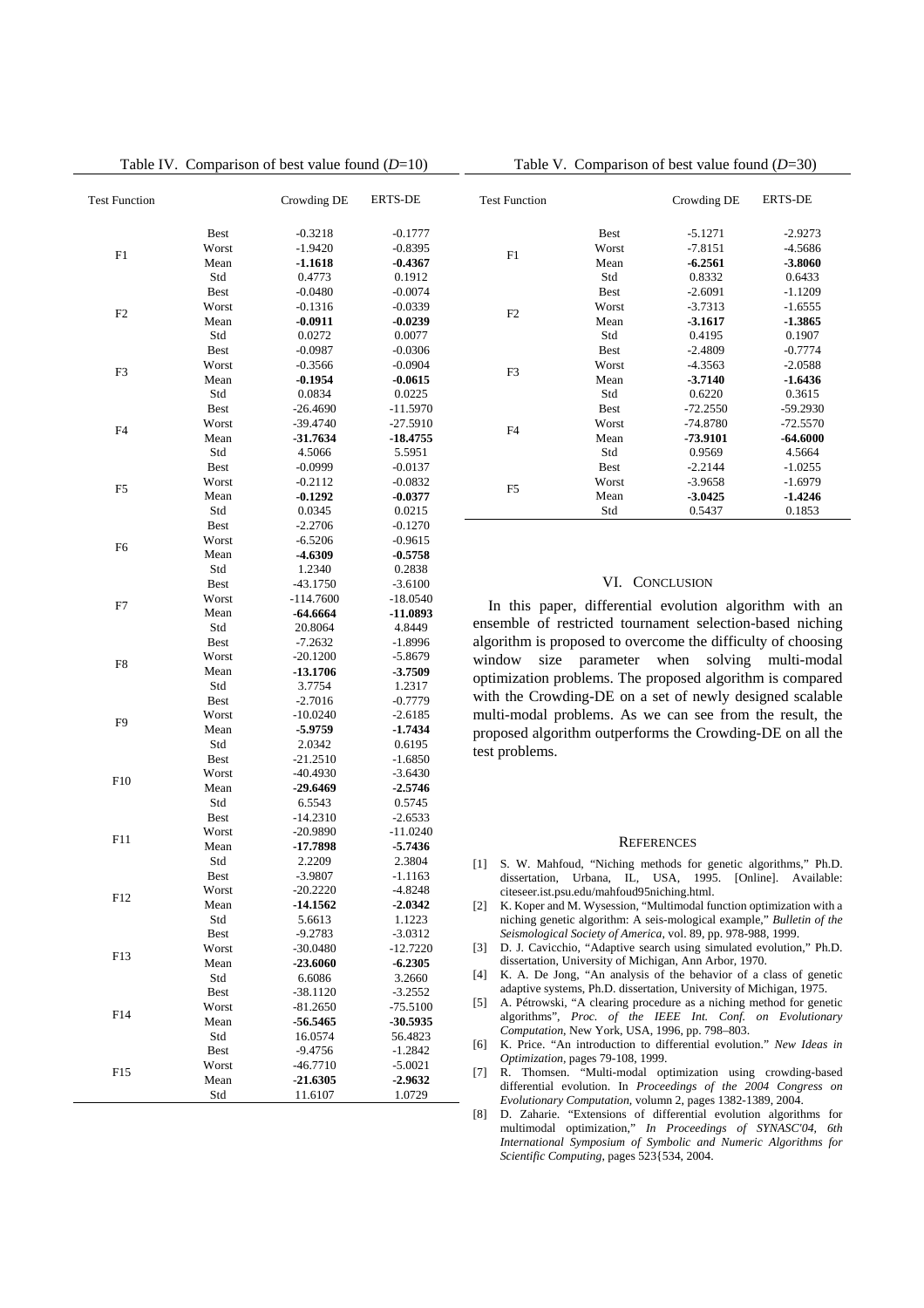Table IV. Comparison of best value found ($D$=10)

| Test Function | | Crowding DE | ERTS-DE |
|---|---|---|---|
| F1 | Best | -0.3218 | -0.1777 |
| | Worst | -1.9420 | -0.8395 |
| | Mean | **-1.1618** | **-0.4367** |
| | Std | 0.4773 | 0.1912 |
| F2 | Best | -0.0480 | -0.0074 |
| | Worst | -0.1316 | -0.0339 |
| | Mean | **-0.0911** | **-0.0239** |
| | Std | 0.0272 | 0.0077 |
| F3 | Best | -0.0987 | -0.0306 |
| | Worst | -0.3566 | -0.0904 |
| | Mean | **-0.1954** | **-0.0615** |
| | Std | 0.0834 | 0.0225 |
| F4 | Best | -26.4690 | -11.5970 |
| | Worst | -39.4740 | -27.5910 |
| | Mean | **-31.7634** | **-18.4755** |
| | Std | 4.5066 | 5.5951 |
| F5 | Best | -0.0999 | -0.0137 |
| | Worst | -0.2112 | -0.0832 |
| | Mean | **-0.1292** | **-0.0377** |
| | Std | 0.0345 | 0.0215 |
| F6 | Best | -2.2706 | -0.1270 |
| | Worst | -6.5206 | -0.9615 |
| | Mean | **-4.6309** | **-0.5758** |
| | Std | 1.2340 | 0.2838 |
| F7 | Best | -43.1750 | -3.6100 |
| | Worst | -114.7600 | -18.0540 |
| | Mean | **-64.6664** | **-11.0893** |
| | Std | 20.8064 | 4.8449 |
| F8 | Best | -7.2632 | -1.8996 |
| | Worst | -20.1200 | -5.8679 |
| | Mean | **-13.1706** | **-3.7509** |
| | Std | 3.7754 | 1.2317 |
| F9 | Best | -2.7016 | -0.7779 |
| | Worst | -10.0240 | -2.6185 |
| | Mean | **-5.9759** | **-1.7434** |
| | Std | 2.0342 | 0.6195 |
| F10 | Best | -21.2510 | -1.6850 |
| | Worst | -40.4930 | -3.6430 |
| | Mean | **-29.6469** | **-2.5746** |
| | Std | 6.5543 | 0.5745 |
| F11 | Best | -14.2310 | -2.6533 |
| | Worst | -20.9890 | -11.0240 |
| | Mean | **-17.7898** | **-5.7436** |
| | Std | 2.2209 | 2.3804 |
| F12 | Best | -3.9807 | -1.1163 |
| | Worst | -20.2220 | -4.8248 |
| | Mean | **-14.1562** | **-2.0342** |
| | Std | 5.6613 | 1.1223 |
| F13 | Best | -9.2783 | -3.0312 |
| | Worst | -30.0480 | -12.7220 |
| | Mean | **-23.6060** | **-6.2305** |
| | Std | 6.6086 | 3.2660 |
| F14 | Best | -38.1120 | -3.2552 |
| | Worst | -81.2650 | -75.5100 |
| | Mean | **-56.5465** | **-30.5935** |
| | Std | 16.0574 | 56.4823 |
| F15 | Best | -9.4756 | -1.2842 |
| | Worst | -46.7710 | -5.0021 |
| | Mean | **-21.6305** | **-2.9632** |
| | Std | 11.6107 | 1.0729 |

Table V. Comparison of best value found ($D$=30)

| Test Function | | Crowding DE | ERTS-DE |
|---|---|---|---|
| F1 | Best | -5.1271 | -2.9273 |
| | Worst | -7.8151 | -4.5686 |
| | Mean | **-6.2561** | **-3.8060** |
| | Std | 0.8332 | 0.6433 |
| F2 | Best | -2.6091 | -1.1209 |
| | Worst | -3.7313 | -1.6555 |
| | Mean | **-3.1617** | **-1.3865** |
| | Std | 0.4195 | 0.1907 |
| F3 | Best | -2.4809 | -0.7774 |
| | Worst | -4.3563 | -2.0588 |
| | Mean | **-3.7140** | **-1.6436** |
| | Std | 0.6220 | 0.3615 |
| F4 | Best | -72.2550 | -59.2930 |
| | Worst | -74.8780 | -72.5570 |
| | Mean | **-73.9101** | **-64.6000** |
| | Std | 0.9569 | 4.5664 |
| F5 | Best | -2.2144 | -1.0255 |
| | Worst | -3.9658 | -1.6979 |
| | Mean | **-3.0425** | **-1.4246** |
| | Std | 0.5437 | 0.1853 |

## VI. Conclusion

In this paper, differential evolution algorithm with an ensemble of restricted tournament selection-based niching algorithm is proposed to overcome the difficulty of choosing window size parameter when solving multi-modal optimization problems. The proposed algorithm is compared with the Crowding-DE on a set of newly designed scalable multi-modal problems. As we can see from the result, the proposed algorithm outperforms the Crowding-DE on all the test problems.

## References

[1] S. W. Mahfoud, "Niching methods for genetic algorithms," Ph.D. dissertation, Urbana, IL, USA, 1995. [Online]. Available: citeseer.ist.psu.edu/mahfoud95niching.html.

[2] K. Koper and M. Wysession, "Multimodal function optimization with a niching genetic algorithm: A seis-mological example," *Bulletin of the Seismological Society of America*, vol. 89, pp. 978-988, 1999.

[3] D. J. Cavicchio, "Adaptive search using simulated evolution," Ph.D. dissertation, University of Michigan, Ann Arbor, 1970.

[4] K. A. De Jong, "An analysis of the behavior of a class of genetic adaptive systems, Ph.D. dissertation, University of Michigan, 1975.

[5] A. Pétrowski, "A clearing procedure as a niching method for genetic algorithms", *Proc. of the IEEE Int. Conf. on Evolutionary Computation*, New York, USA, 1996, pp. 798–803.

[6] K. Price. "An introduction to differential evolution." *New Ideas in Optimization*, pages 79-108, 1999.

[7] R. Thomsen. "Multi-modal optimization using crowding-based differential evolution. In *Proceedings of the 2004 Congress on Evolutionary Computation*, volumn 2, pages 1382-1389, 2004.

[8] D. Zaharie. "Extensions of differential evolution algorithms for multimodal optimization," *In Proceedings of SYNASC'04, 6th International Symposium of Symbolic and Numeric Algorithms for Scientific Computing*, pages 523{534, 2004.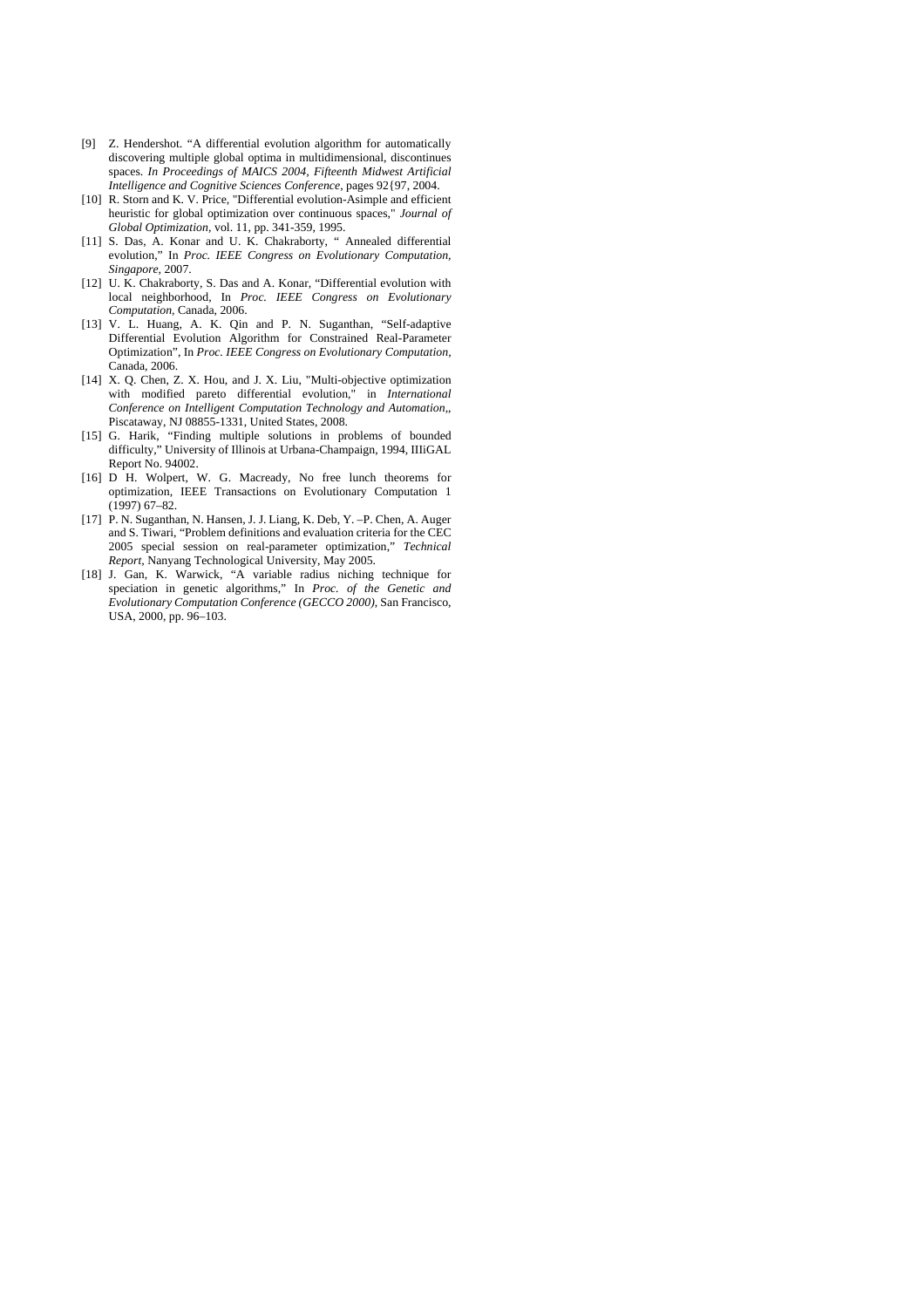[9] Z. Hendershot. "A differential evolution algorithm for automatically discovering multiple global optima in multidimensional, discontinues spaces. *In Proceedings of MAICS 2004, Fifteenth Midwest Artificial Intelligence and Cognitive Sciences Conference*, pages 92{97, 2004.

[10] R. Storn and K. V. Price, "Differential evolution-Asimple and efficient heuristic for global optimization over continuous spaces," *Journal of Global Optimization*, vol. 11, pp. 341-359, 1995.

[11] S. Das, A. Konar and U. K. Chakraborty, " Annealed differential evolution," In *Proc. IEEE Congress on Evolutionary Computation, Singapore*, 2007.

[12] U. K. Chakraborty, S. Das and A. Konar, "Differential evolution with local neighborhood, In *Proc. IEEE Congress on Evolutionary Computation*, Canada, 2006.

[13] V. L. Huang, A. K. Qin and P. N. Suganthan, "Self-adaptive Differential Evolution Algorithm for Constrained Real-Parameter Optimization", In *Proc. IEEE Congress on Evolutionary Computation*, Canada, 2006.

[14] X. Q. Chen, Z. X. Hou, and J. X. Liu, "Multi-objective optimization with modified pareto differential evolution," in *International Conference on Intelligent Computation Technology and Automation*,, Piscataway, NJ 08855-1331, United States, 2008.

[15] G. Harik, "Finding multiple solutions in problems of bounded difficulty," University of Illinois at Urbana-Champaign, 1994, IIIiGAL Report No. 94002.

[16] D H. Wolpert, W. G. Macready, No free lunch theorems for optimization, IEEE Transactions on Evolutionary Computation 1 (1997) 67–82.

[17] P. N. Suganthan, N. Hansen, J. J. Liang, K. Deb, Y. –P. Chen, A. Auger and S. Tiwari, "Problem definitions and evaluation criteria for the CEC 2005 special session on real-parameter optimization," *Technical Report*, Nanyang Technological University, May 2005.

[18] J. Gan, K. Warwick, "A variable radius niching technique for speciation in genetic algorithms," In *Proc. of the Genetic and Evolutionary Computation Conference (GECCO 2000)*, San Francisco, USA, 2000, pp. 96–103.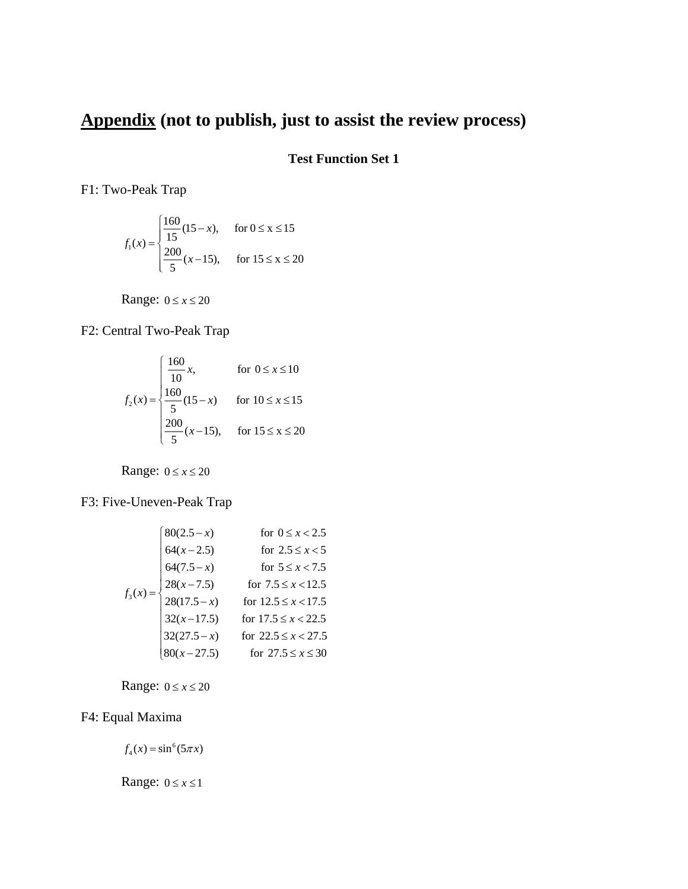# Appendix (not to publish, just to assist the review process)

### Test Function Set 1

F1: Two-Peak Trap

$$
f_1(x) = \begin{cases} \dfrac{160}{15}(15-x), & \text{for } 0 \le x \le 15 \\ \dfrac{200}{5}(x-15), & \text{for } 15 \le x \le 20 \end{cases}
$$

Range: $0 \le x \le 20$

F2: Central Two-Peak Trap

$$
f_2(x) = \begin{cases} \dfrac{160}{10}x, & \text{for } 0 \le x \le 10 \\ \dfrac{160}{5}(15-x) & \text{for } 10 \le x \le 15 \\ \dfrac{200}{5}(x-15), & \text{for } 15 \le x \le 20 \end{cases}
$$

Range: $0 \le x \le 20$

F3: Five-Uneven-Peak Trap

$$
f_3(x) = \begin{cases} 80(2.5-x) & \text{for } 0 \le x < 2.5 \\ 64(x-2.5) & \text{for } 2.5 \le x < 5 \\ 64(7.5-x) & \text{for } 5 \le x < 7.5 \\ 28(x-7.5) & \text{for } 7.5 \le x < 12.5 \\ 28(17.5-x) & \text{for } 12.5 \le x < 17.5 \\ 32(x-17.5) & \text{for } 17.5 \le x < 22.5 \\ 32(27.5-x) & \text{for } 22.5 \le x < 27.5 \\ 80(x-27.5) & \text{for } 27.5 \le x \le 30 \end{cases}
$$

Range: $0 \le x \le 20$

F4: Equal Maxima

$$
f_4(x) = \sin^6(5\pi x)
$$

Range: $0 \le x \le 1$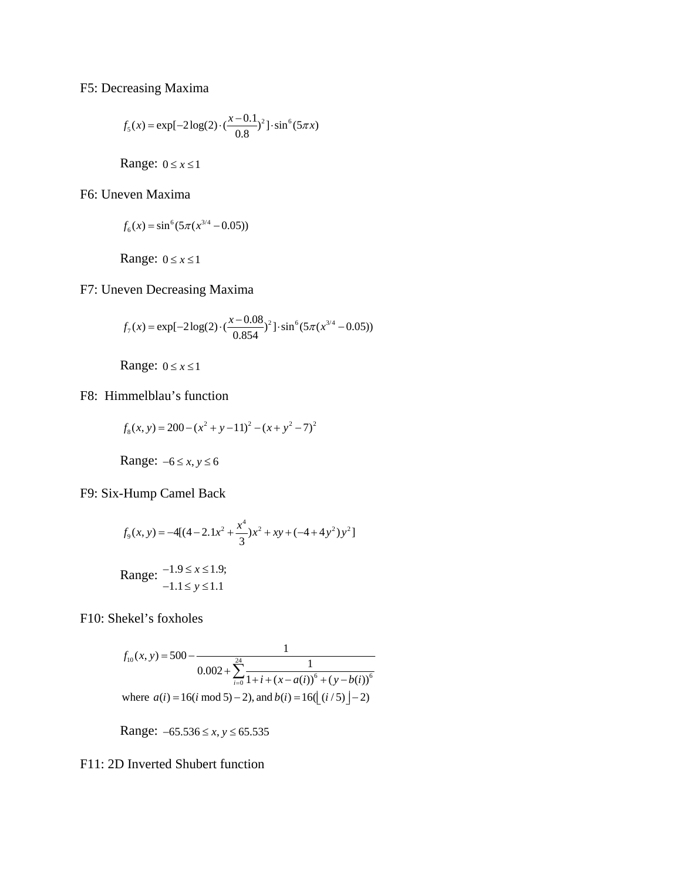F5: Decreasing Maxima

$$f_5(x) = \exp[-2\log(2)\cdot(\frac{x-0.1}{0.8})^2]\cdot\sin^6(5\pi x)$$

Range: $0 \le x \le 1$

F6: Uneven Maxima

$$f_6(x) = \sin^6(5\pi(x^{3/4} - 0.05))$$

Range: $0 \le x \le 1$

F7: Uneven Decreasing Maxima

$$f_7(x) = \exp[-2\log(2)\cdot(\frac{x-0.08}{0.854})^2]\cdot\sin^6(5\pi(x^{3/4} - 0.05))$$

Range: $0 \le x \le 1$

F8: Himmelblau's function

$$f_8(x,y) = 200 - (x^2 + y - 11)^2 - (x + y^2 - 7)^2$$

Range: $-6 \le x, y \le 6$

F9: Six-Hump Camel Back

$$f_9(x,y) = -4[(4 - 2.1x^2 + \frac{x^4}{3})x^2 + xy + (-4 + 4y^2)y^2]$$

Range: $-1.9 \le x \le 1.9;$ $-1.1 \le y \le 1.1$

F10: Shekel's foxholes

$$f_{10}(x,y) = 500 - \frac{1}{0.002 + \sum_{i=0}^{24} \frac{1}{1 + i + (x - a(i))^6 + (y - b(i))^6}}$$

where $a(i) = 16(i \bmod 5) - 2)$, and $b(i) = 16(\lfloor (i/5) \rfloor - 2)$

Range: $-65.536 \le x, y \le 65.535$

F11: 2D Inverted Shubert function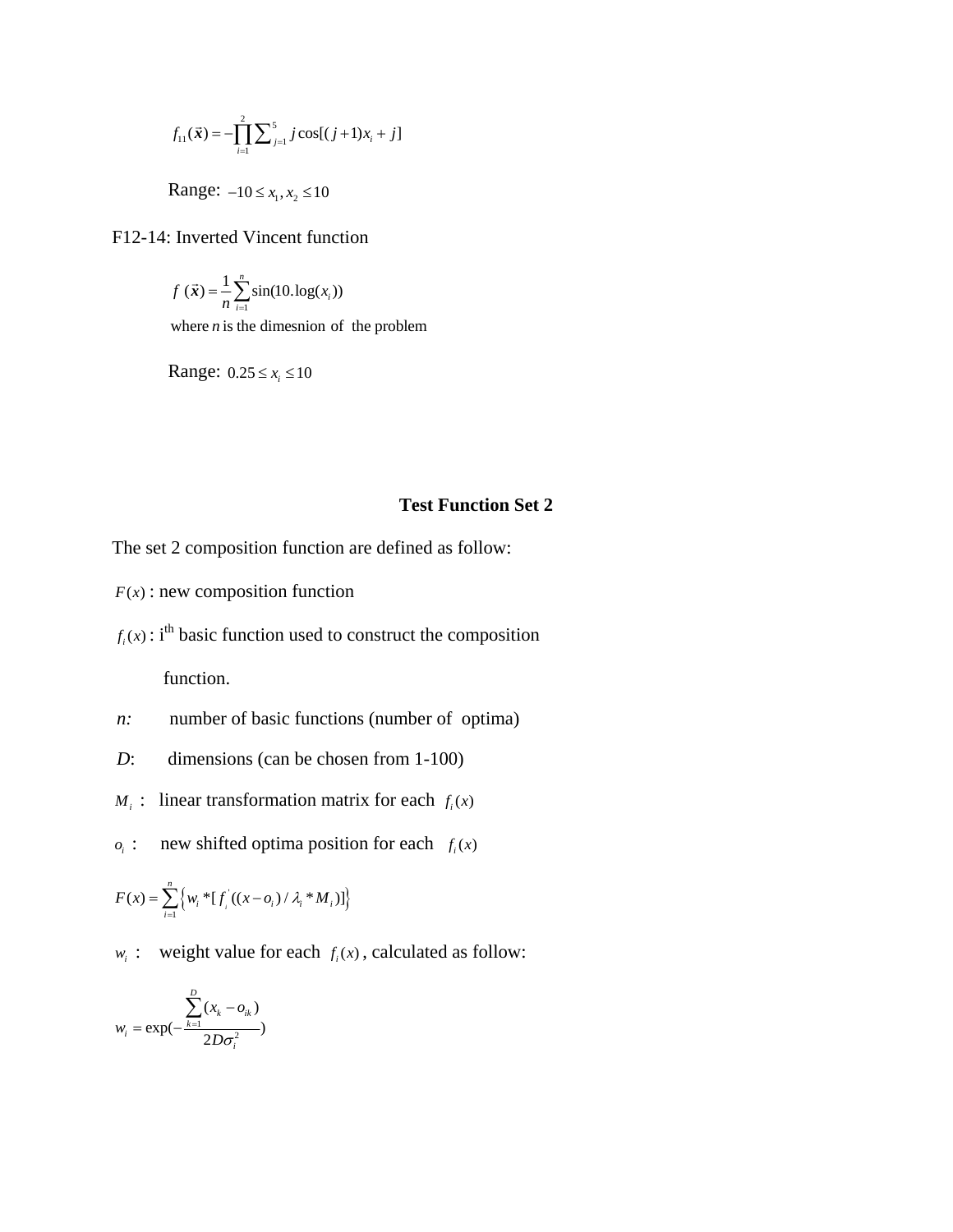$$f_{11}(\vec{x}) = -\prod_{i=1}^{2}\sum_{j=1}^{5} j\cos[(j+1)x_i + j]$$

Range: $-10 \le x_1, x_2 \le 10$

F12-14: Inverted Vincent function

$$f(\vec{x}) = \frac{1}{n}\sum_{i=1}^{n}\sin(10.\log(x_i))$$

where $n$ is the dimesnion of the problem

Range: $0.25 \le x_i \le 10$

## Test Function Set 2

The set 2 composition function are defined as follow:

$F(x)$ : new composition function

$f_i(x)$ : i^th basic function used to construct the composition function.

$n$: number of basic functions (number of optima)

$D$: dimensions (can be chosen from 1-100)

$M_i$ : linear transformation matrix for each $f_i(x)$

$o_i$ : new shifted optima position for each $f_i(x)$

$$F(x) = \sum_{i=1}^{n}\left\{w_i * [f_i'((x - o_i)/\lambda_i * M_i)]\right\}$$

$w_i$ : weight value for each $f_i(x)$, calculated as follow:

$$w_i = \exp\left(-\frac{\sum_{k=1}^{D}(x_k - o_{ik})}{2D\sigma_i^2}\right)$$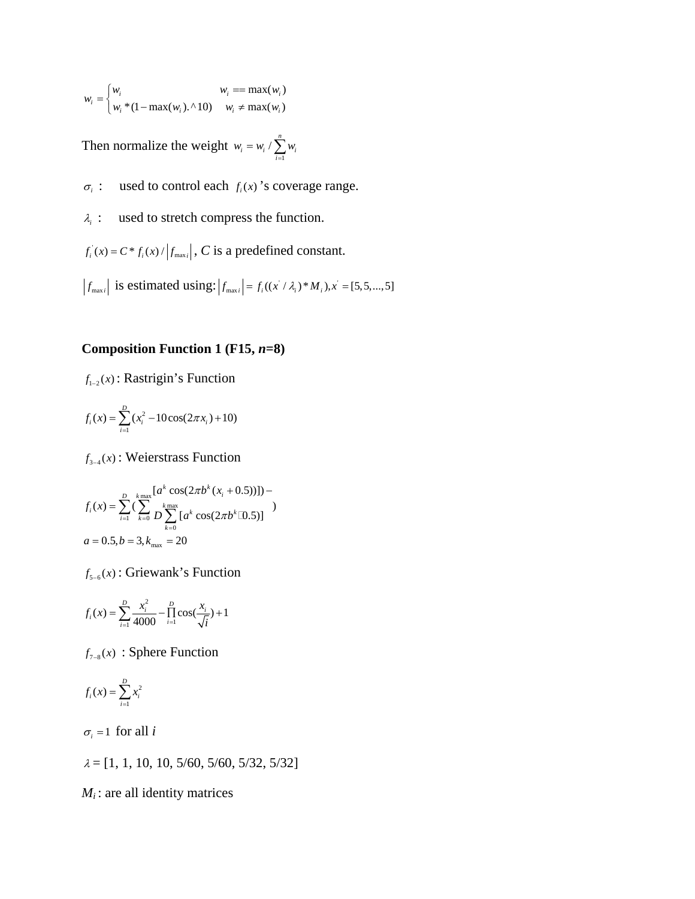$$w_i = \begin{cases} w_i & w_i == \max(w_i) \\ w_i * (1 - \max(w_i).\hat{}10) & w_i \neq \max(w_i) \end{cases}$$

Then normalize the weight $w_i = w_i / \sum_{i=1}^{n} w_i$

$\sigma_i$ : used to control each $f_i(x)$ 's coverage range.

$\lambda_i$ : used to stretch compress the function.

$f_i^{'}(x) = C * f_i(x) / \left| f_{\max i} \right|$, *C* is a predefined constant.

$\left| f_{\max i} \right|$ is estimated using: $\left| f_{\max i} \right| = f_i((x^{'} / \lambda_i) * M_i), x^{'} = [5, 5, ..., 5]$

**Composition Function 1 (F15, *n*=8)**

$f_{1-2}(x)$ : Rastrigin's Function

$$f_i(x) = \sum_{i=1}^{D} (x_i^2 - 10\cos(2\pi x_i) + 10)$$

$f_{3-4}(x)$ : Weierstrass Function

$$f_i(x) = \sum_{i=1}^{D} \left( \sum_{k=0}^{k\max} [a^k \cos(2\pi b^k (x_i + 0.5))] - D \sum_{k=0}^{k\max} [a^k \cos(2\pi b^k \cdot 0.5)] \right)$$

$$a = 0.5, b = 3, k_{\max} = 20$$

$f_{5-6}(x)$ : Griewank's Function

$$f_i(x) = \sum_{i=1}^{D} \frac{x_i^2}{4000} - \prod_{i=1}^{D} \cos\left(\frac{x_i}{\sqrt{i}}\right) + 1$$

$f_{7-8}(x)$ : Sphere Function

$$f_i(x) = \sum_{i=1}^{D} x_i^2$$

$\sigma_i = 1$ for all *i*

$\lambda$ = [1, 1, 10, 10, 5/60, 5/60, 5/32, 5/32]

$M_i$ : are all identity matrices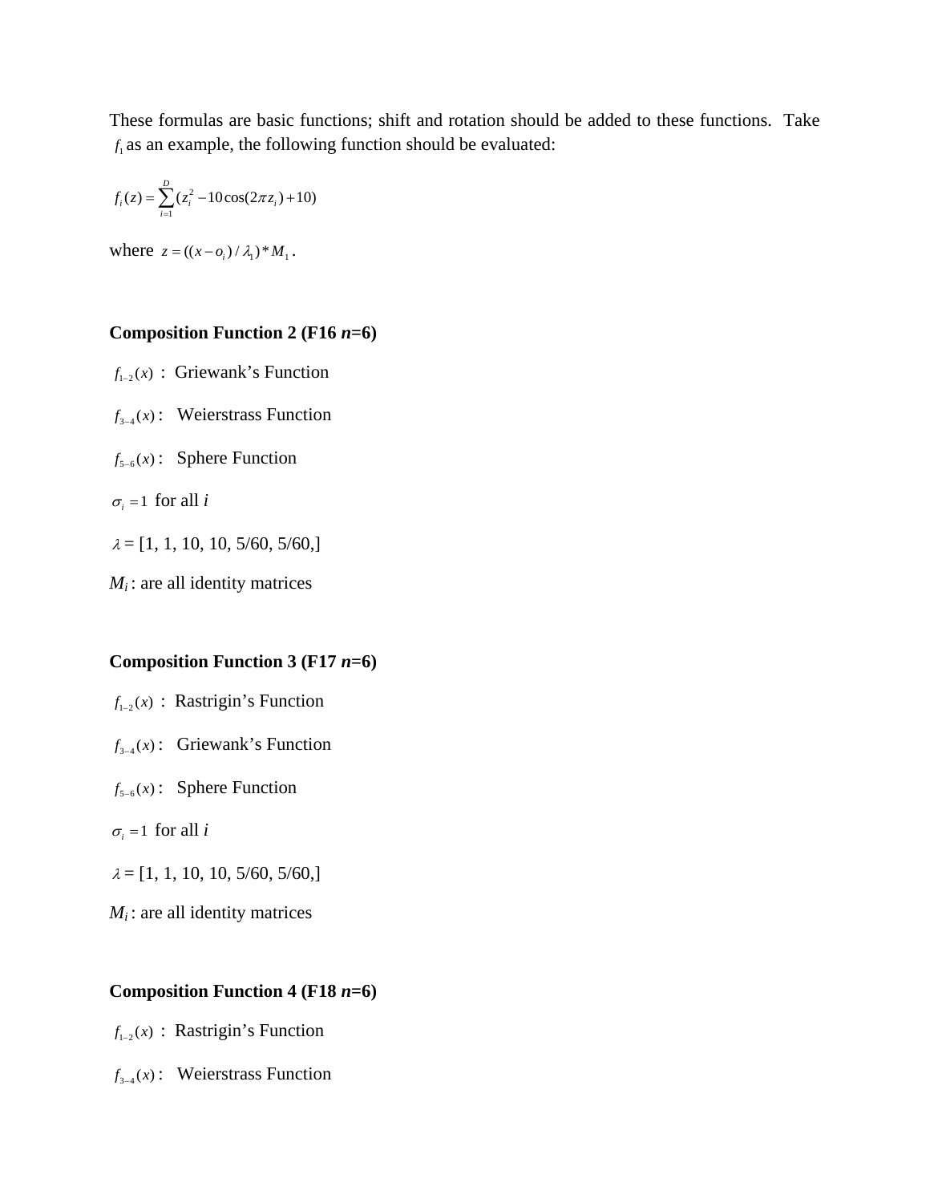These formulas are basic functions; shift and rotation should be added to these functions. Take $f_1$ as an example, the following function should be evaluated:

$$f_i(z) = \sum_{i=1}^{D} (z_i^2 - 10\cos(2\pi z_i) + 10)$$

where $z = ((x - o_i) / \lambda_1) * M_1$.

**Composition Function 2 (F16 *n*=6)**

$f_{1-2}(x)$ : Griewank's Function

$f_{3-4}(x)$ : Weierstrass Function

$f_{5-6}(x)$ : Sphere Function

$\sigma_i = 1$ for all *i*

$\lambda$ = [1, 1, 10, 10, 5/60, 5/60,]

$M_i$ : are all identity matrices

**Composition Function 3 (F17 *n*=6)**

$f_{1-2}(x)$ : Rastrigin's Function

$f_{3-4}(x)$ : Griewank's Function

$f_{5-6}(x)$ : Sphere Function

$\sigma_i = 1$ for all *i*

$\lambda$ = [1, 1, 10, 10, 5/60, 5/60,]

$M_i$ : are all identity matrices

**Composition Function 4 (F18 *n*=6)**

$f_{1-2}(x)$ : Rastrigin's Function

$f_{3-4}(x)$ : Weierstrass Function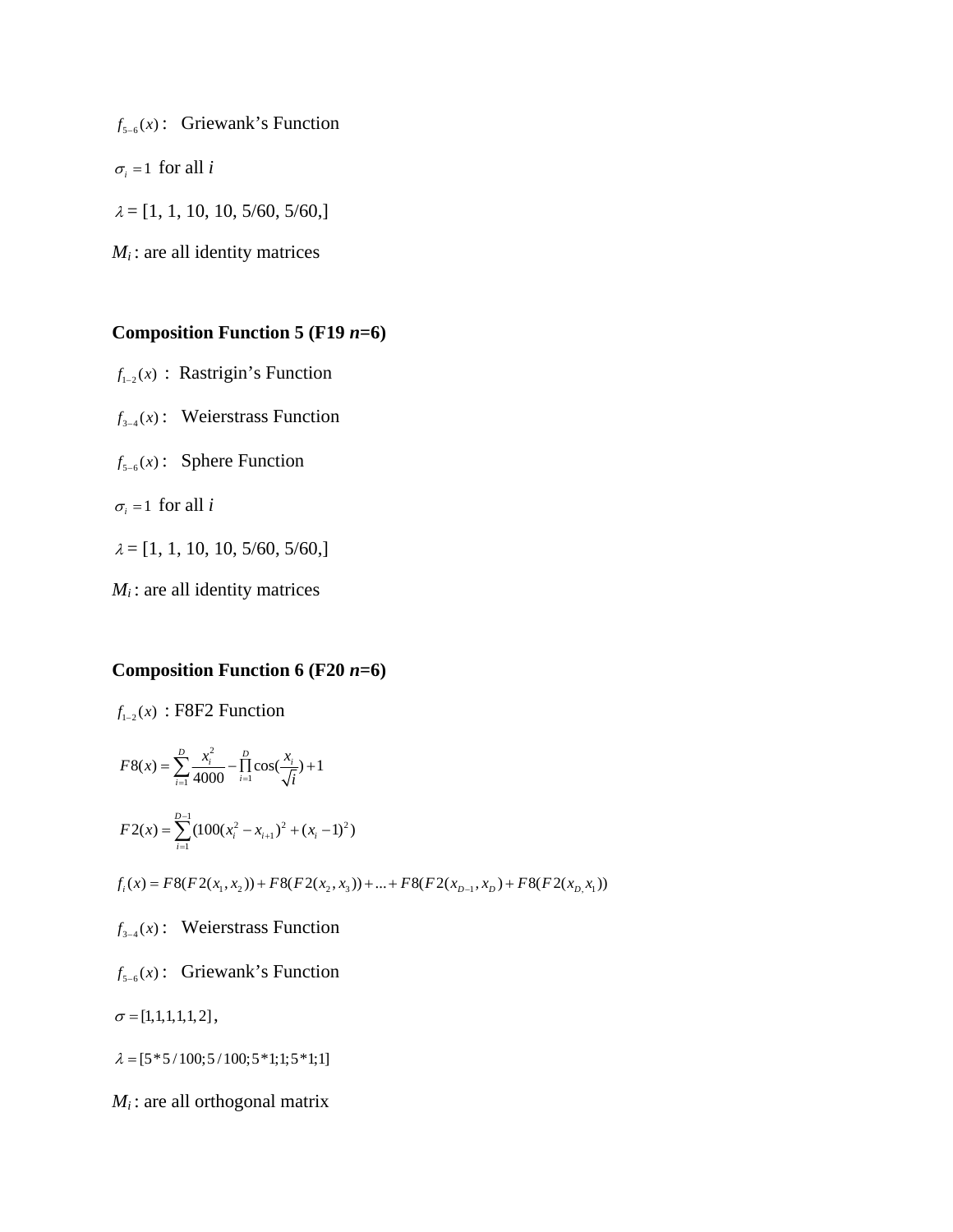$f_{5-6}(x)$ :   Griewank's Function

$\sigma_i = 1$ for all $i$

$\lambda$ = [1, 1, 10, 10, 5/60, 5/60,]

$M_i$ : are all identity matrices

**Composition Function 5 (F19 *n*=6)**

$f_{1-2}(x)$ :  Rastrigin's Function

$f_{3-4}(x)$ :   Weierstrass Function

$f_{5-6}(x)$ :   Sphere Function

$\sigma_i = 1$ for all $i$

$\lambda$ = [1, 1, 10, 10, 5/60, 5/60,]

$M_i$ : are all identity matrices

**Composition Function 6 (F20 *n*=6)**

$f_{1-2}(x)$ : F8F2 Function

$$F8(x) = \sum_{i=1}^{D} \frac{x_i^2}{4000} - \prod_{i=1}^{D} \cos\left(\frac{x_i}{\sqrt{i}}\right) + 1$$

$$F2(x) = \sum_{i=1}^{D-1} (100(x_i^2 - x_{i+1})^2 + (x_i - 1)^2)$$

$$f_i(x) = F8(F2(x_1, x_2)) + F8(F2(x_2, x_3)) + ... + F8(F2(x_{D-1}, x_D) + F8(F2(x_{D,} x_1))$$

$f_{3-4}(x)$ :   Weierstrass Function

$f_{5-6}(x)$ :   Griewank's Function

$\sigma = [1,1,1,1,1,2]$,

$\lambda = [5*5/100; 5/100; 5*1; 1; 5*1; 1]$

$M_i$ : are all orthogonal matrix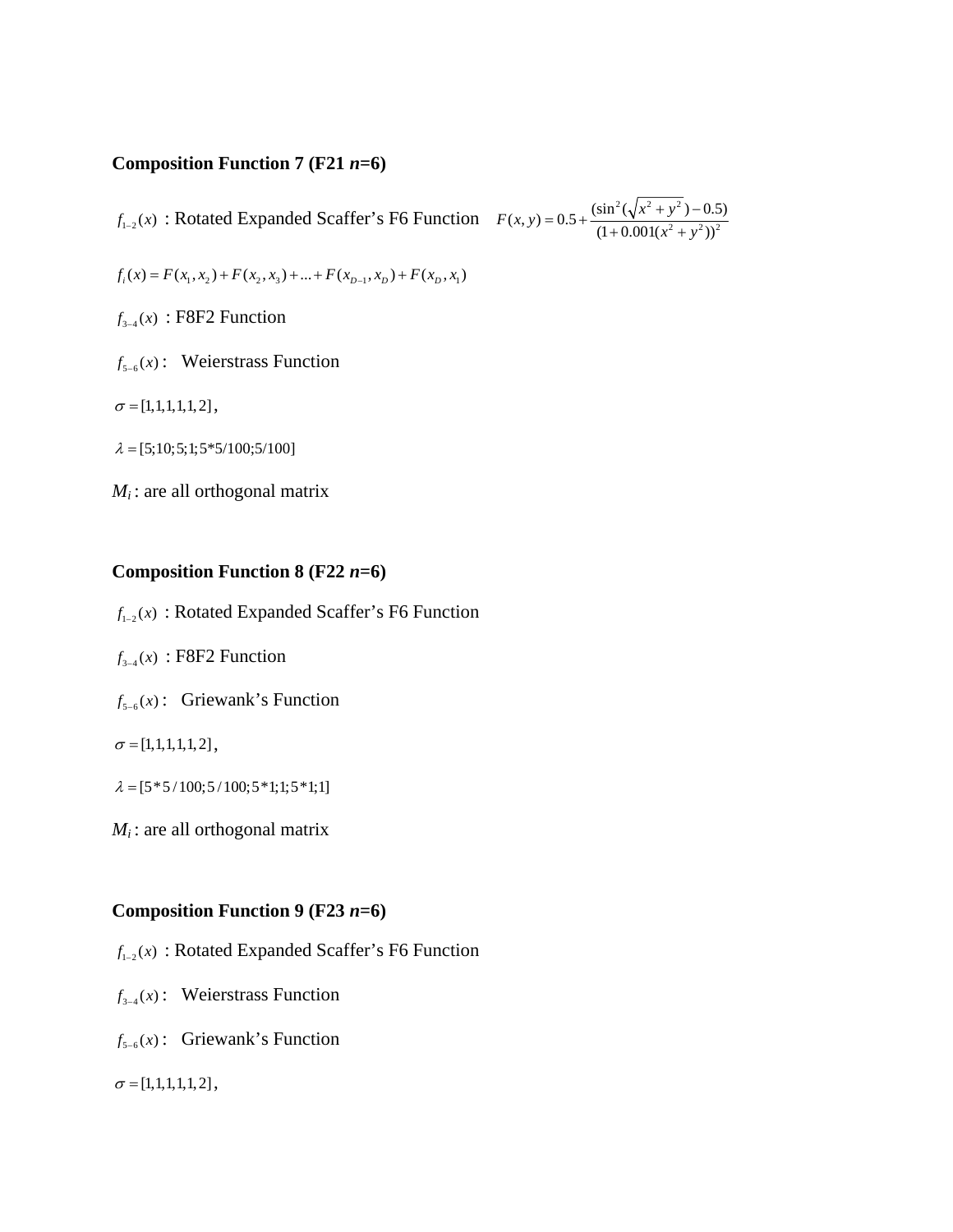**Composition Function 7 (F21 *n*=6)**

$f_{1-2}(x)$ : Rotated Expanded Scaffer's F6 Function $F(x,y) = 0.5 + \frac{(\sin^2(\sqrt{x^2+y^2}) - 0.5)}{(1+0.001(x^2+y^2))^2}$

$f_i(x) = F(x_1, x_2) + F(x_2, x_3) + ... + F(x_{D-1}, x_D) + F(x_D, x_1)$

$f_{3-4}(x)$ : F8F2 Function

$f_{5-6}(x)$ : Weierstrass Function

$\sigma = [1,1,1,1,1,2]$,

$\lambda = [5;10;5;1;5*5/100;5/100]$

$M_i$ : are all orthogonal matrix

**Composition Function 8 (F22 *n*=6)**

$f_{1-2}(x)$ : Rotated Expanded Scaffer's F6 Function

$f_{3-4}(x)$ : F8F2 Function

$f_{5-6}(x)$ : Griewank's Function

$\sigma = [1,1,1,1,1,2]$,

$\lambda = [5*5/100;5/100;5*1;1;5*1;1]$

$M_i$ : are all orthogonal matrix

**Composition Function 9 (F23 *n*=6)**

$f_{1-2}(x)$ : Rotated Expanded Scaffer's F6 Function

$f_{3-4}(x)$ : Weierstrass Function

$f_{5-6}(x)$ : Griewank's Function

$\sigma = [1,1,1,1,1,2]$,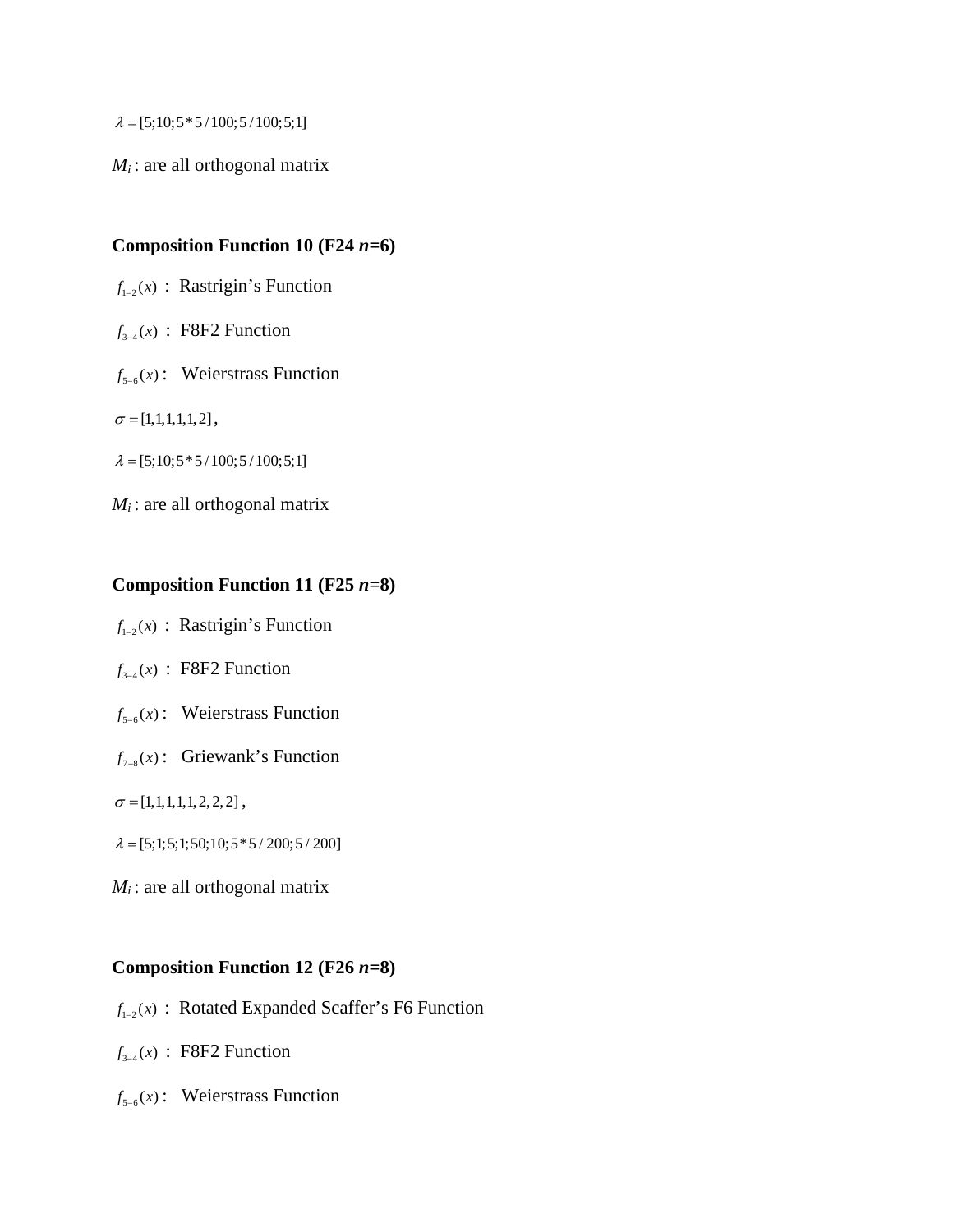$\lambda = [5;10;5*5/100;5/100;5;1]$

$M_i$ : are all orthogonal matrix

**Composition Function 10 (F24 *n*=6)**

$f_{1-2}(x)$ : Rastrigin's Function

$f_{3-4}(x)$ : F8F2 Function

$f_{5-6}(x)$ : Weierstrass Function

$\sigma = [1,1,1,1,1,2]$,

$\lambda = [5;10;5*5/100;5/100;5;1]$

$M_i$ : are all orthogonal matrix

**Composition Function 11 (F25 *n*=8)**

$f_{1-2}(x)$ : Rastrigin's Function

$f_{3-4}(x)$ : F8F2 Function

$f_{5-6}(x)$ : Weierstrass Function

$f_{7-8}(x)$ : Griewank's Function

$\sigma = [1,1,1,1,1,2,2,2]$,

$\lambda = [5;1;5;1;50;10;5*5/200;5/200]$

$M_i$ : are all orthogonal matrix

**Composition Function 12 (F26 *n*=8)**

$f_{1-2}(x)$ : Rotated Expanded Scaffer's F6 Function

$f_{3-4}(x)$ : F8F2 Function

$f_{5-6}(x)$ : Weierstrass Function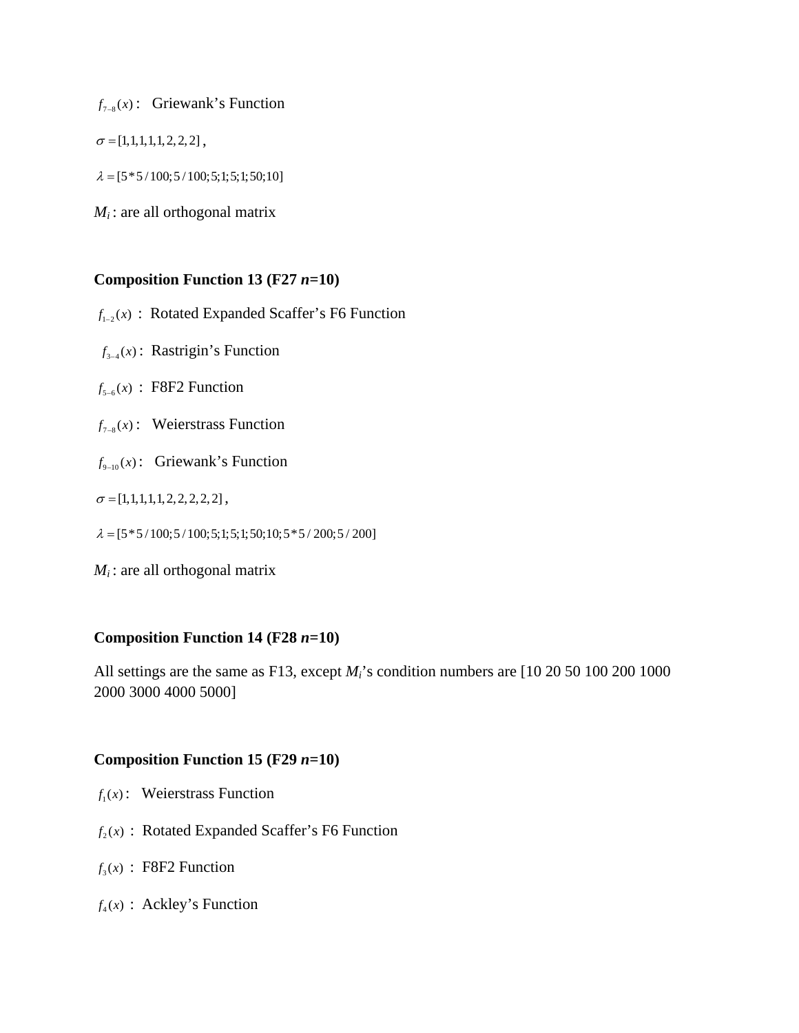$f_{7-8}(x)$ :  Griewank’s Function

$\sigma = [1,1,1,1,1,2,2,2]$ ,

$\lambda = [5*5/100; 5/100; 5;1; 5;1; 50;10]$

$M_i$ : are all orthogonal matrix

**Composition Function 13 (F27 *n*=10)**

$f_{1-2}(x)$ : Rotated Expanded Scaffer’s F6 Function

$f_{3-4}(x)$ : Rastrigin’s Function

$f_{5-6}(x)$ : F8F2 Function

$f_{7-8}(x)$ :  Weierstrass Function

$f_{9-10}(x)$ :  Griewank’s Function

$\sigma = [1,1,1,1,1,2,2,2,2,2]$ ,

$\lambda = [5*5/100; 5/100; 5;1; 5;1; 50;10; 5*5/200; 5/200]$

$M_i$ : are all orthogonal matrix

**Composition Function 14 (F28 *n*=10)**

All settings are the same as F13, except $M_i$’s condition numbers are [10 20 50 100 200 1000 2000 3000 4000 5000]

**Composition Function 15 (F29 *n*=10)**

$f_1(x)$ :  Weierstrass Function

$f_2(x)$ : Rotated Expanded Scaffer’s F6 Function

$f_3(x)$ : F8F2 Function

$f_4(x)$ : Ackley’s Function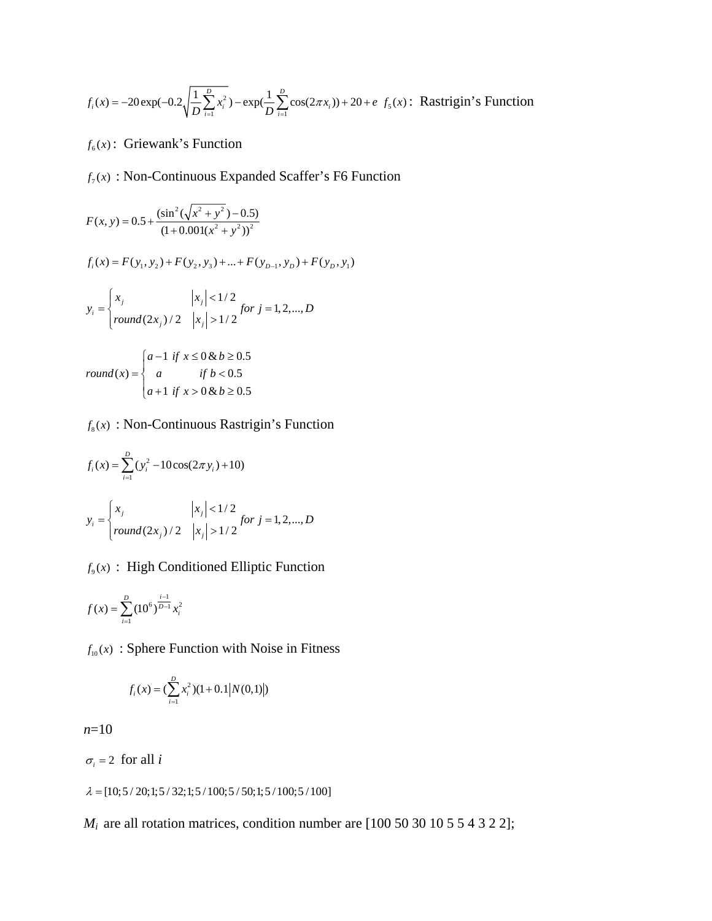$f_i(x) = -20\exp(-0.2\sqrt{\frac{1}{D}\sum_{i=1}^{D} x_i^2}) - \exp(\frac{1}{D}\sum_{i=1}^{D}\cos(2\pi x_i)) + 20 + e$ $f_5(x)$: Rastrigin's Function

$f_6(x)$: Griewank's Function

$f_7(x)$ : Non-Continuous Expanded Scaffer's F6 Function

$$F(x, y) = 0.5 + \frac{(\sin^2(\sqrt{x^2 + y^2}) - 0.5)}{(1 + 0.001(x^2 + y^2))^2}$$

$$f_i(x) = F(y_1, y_2) + F(y_2, y_3) + ... + F(y_{D-1}, y_D) + F(y_D, y_1)$$

$$y_i = \begin{cases} x_j & |x_j| < 1/2 \\ round(2x_j)/2 & |x_j| > 1/2 \end{cases} \quad for\ j = 1, 2, ..., D$$

$$round(x) = \begin{cases} a - 1 \ \ if \ \ x \le 0 \,\&\, b \ge 0.5 \\ a \qquad\quad if \ \ b < 0.5 \\ a + 1 \ \ if \ \ x > 0 \,\&\, b \ge 0.5 \end{cases}$$

$f_8(x)$ : Non-Continuous Rastrigin's Function

$$f_i(x) = \sum_{i=1}^{D}(y_i^2 - 10\cos(2\pi y_i) + 10)$$

$$y_i = \begin{cases} x_j & |x_j| < 1/2 \\ round(2x_j)/2 & |x_j| > 1/2 \end{cases} \quad for\ j = 1, 2, ..., D$$

$f_9(x)$ : High Conditioned Elliptic Function

$$f(x) = \sum_{i=1}^{D}(10^6)^{\frac{i-1}{D-1}} x_i^2$$

$f_{10}(x)$ : Sphere Function with Noise in Fitness

$$f_i(x) = (\sum_{i=1}^{D} x_i^2)(1 + 0.1|N(0,1)|)$$

$n$=10

$\sigma_i = 2$ for all $i$

$\lambda = [10; 5/20; 1; 5/32; 1; 5/100; 5/50; 1; 5/100; 5/100]$

$M_i$ are all rotation matrices, condition number are [100 50 30 10 5 5 4 3 2 2];